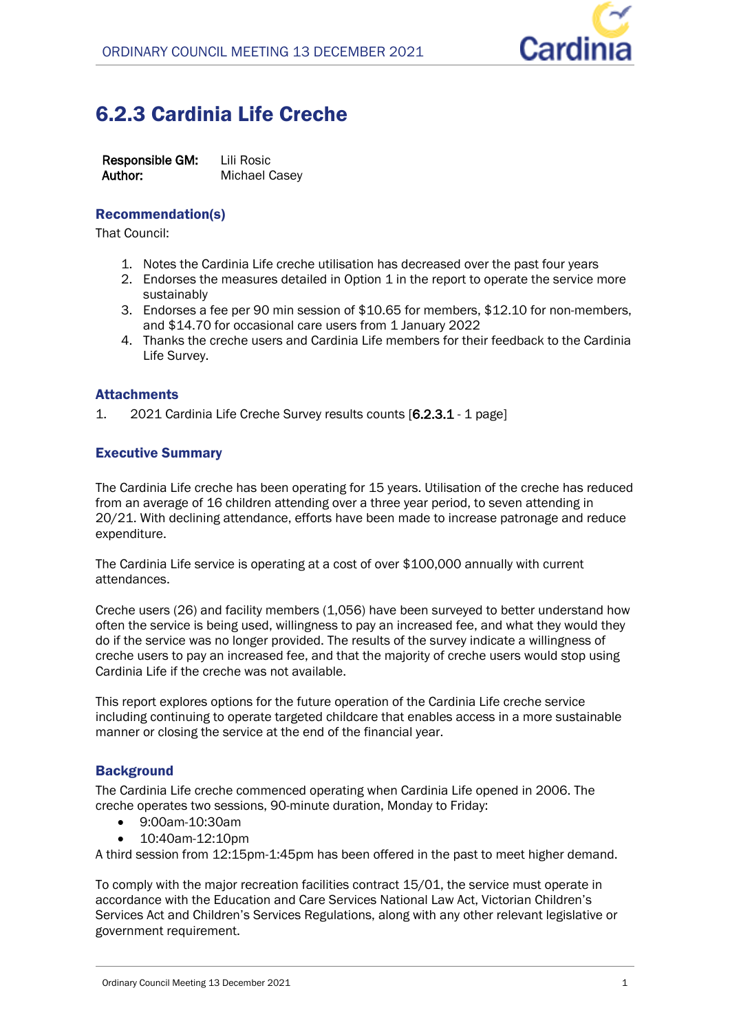# 6.2.3 Cardinia Life Creche

**Responsible GM:** Lili Rosic
**Author:** Michael Casey

## Recommendation(s)

That Council:

1. Notes the Cardinia Life creche utilisation has decreased over the past four years
2. Endorses the measures detailed in Option 1 in the report to operate the service more sustainably
3. Endorses a fee per 90 min session of $10.65 for members, $12.10 for non-members, and $14.70 for occasional care users from 1 January 2022
4. Thanks the creche users and Cardinia Life members for their feedback to the Cardinia Life Survey.

## Attachments

1. 2021 Cardinia Life Creche Survey results counts [**6.2.3.1** - 1 page]

## Executive Summary

The Cardinia Life creche has been operating for 15 years. Utilisation of the creche has reduced from an average of 16 children attending over a three year period, to seven attending in 20/21. With declining attendance, efforts have been made to increase patronage and reduce expenditure.

The Cardinia Life service is operating at a cost of over $100,000 annually with current attendances.

Creche users (26) and facility members (1,056) have been surveyed to better understand how often the service is being used, willingness to pay an increased fee, and what they would they do if the service was no longer provided. The results of the survey indicate a willingness of creche users to pay an increased fee, and that the majority of creche users would stop using Cardinia Life if the creche was not available.

This report explores options for the future operation of the Cardinia Life creche service including continuing to operate targeted childcare that enables access in a more sustainable manner or closing the service at the end of the financial year.

## Background

The Cardinia Life creche commenced operating when Cardinia Life opened in 2006. The creche operates two sessions, 90-minute duration, Monday to Friday:

- 9:00am-10:30am
- 10:40am-12:10pm

A third session from 12:15pm-1:45pm has been offered in the past to meet higher demand.

To comply with the major recreation facilities contract 15/01, the service must operate in accordance with the Education and Care Services National Law Act, Victorian Children's Services Act and Children's Services Regulations, along with any other relevant legislative or government requirement.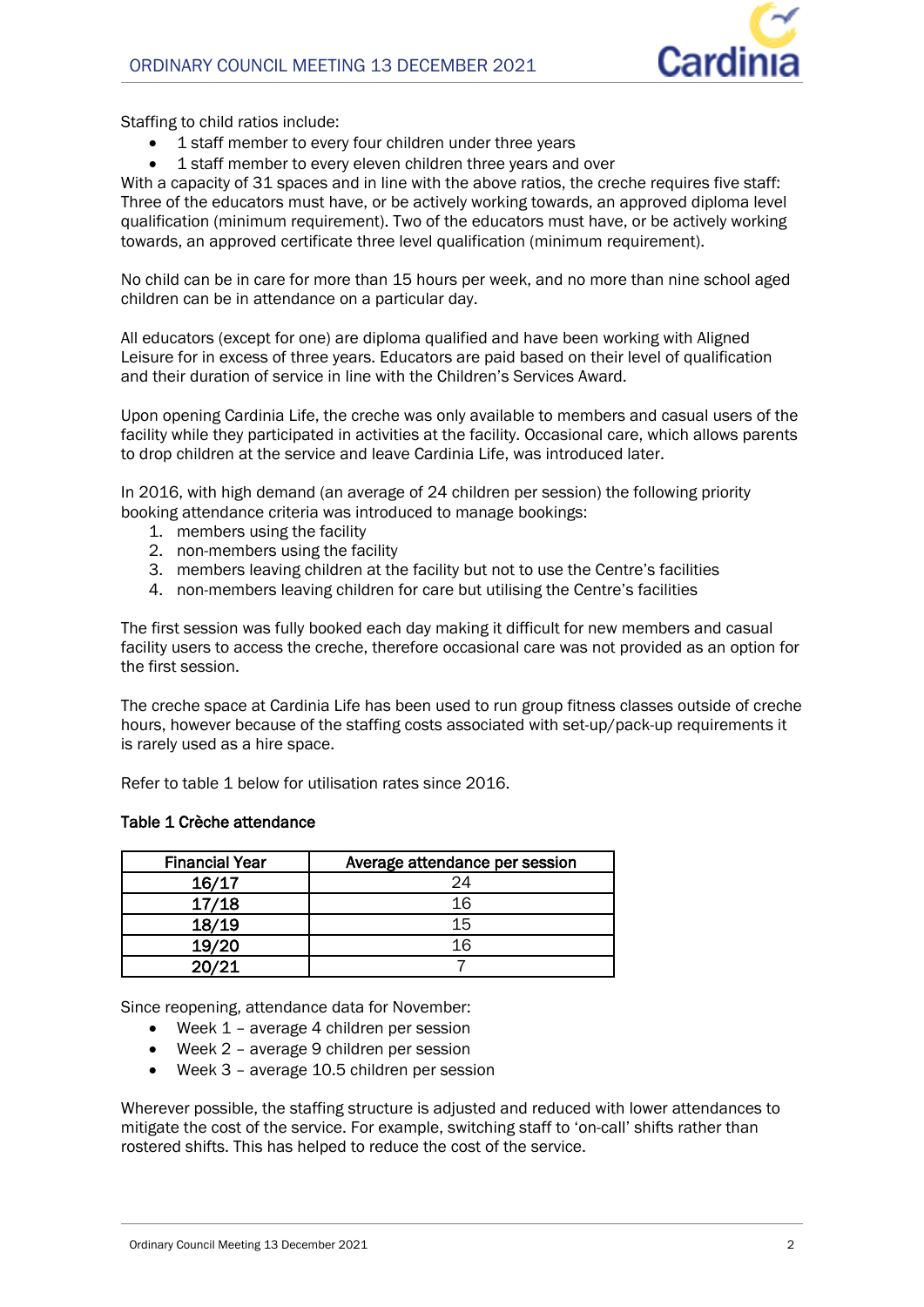Staffing to child ratios include:

- 1 staff member to every four children under three years
- 1 staff member to every eleven children three years and over

With a capacity of 31 spaces and in line with the above ratios, the creche requires five staff: Three of the educators must have, or be actively working towards, an approved diploma level qualification (minimum requirement). Two of the educators must have, or be actively working towards, an approved certificate three level qualification (minimum requirement).

No child can be in care for more than 15 hours per week, and no more than nine school aged children can be in attendance on a particular day.

All educators (except for one) are diploma qualified and have been working with Aligned Leisure for in excess of three years. Educators are paid based on their level of qualification and their duration of service in line with the Children's Services Award.

Upon opening Cardinia Life, the creche was only available to members and casual users of the facility while they participated in activities at the facility. Occasional care, which allows parents to drop children at the service and leave Cardinia Life, was introduced later.

In 2016, with high demand (an average of 24 children per session) the following priority booking attendance criteria was introduced to manage bookings:

1. members using the facility
2. non-members using the facility
3. members leaving children at the facility but not to use the Centre's facilities
4. non-members leaving children for care but utilising the Centre's facilities

The first session was fully booked each day making it difficult for new members and casual facility users to access the creche, therefore occasional care was not provided as an option for the first session.

The creche space at Cardinia Life has been used to run group fitness classes outside of creche hours, however because of the staffing costs associated with set-up/pack-up requirements it is rarely used as a hire space.

Refer to table 1 below for utilisation rates since 2016.

**Table 1 Crèche attendance**

| Financial Year | Average attendance per session |
|---|---|
| 16/17 | 24 |
| 17/18 | 16 |
| 18/19 | 15 |
| 19/20 | 16 |
| 20/21 | 7 |

Since reopening, attendance data for November:

- Week 1 – average 4 children per session
- Week 2 – average 9 children per session
- Week 3 – average 10.5 children per session

Wherever possible, the staffing structure is adjusted and reduced with lower attendances to mitigate the cost of the service. For example, switching staff to 'on-call' shifts rather than rostered shifts. This has helped to reduce the cost of the service.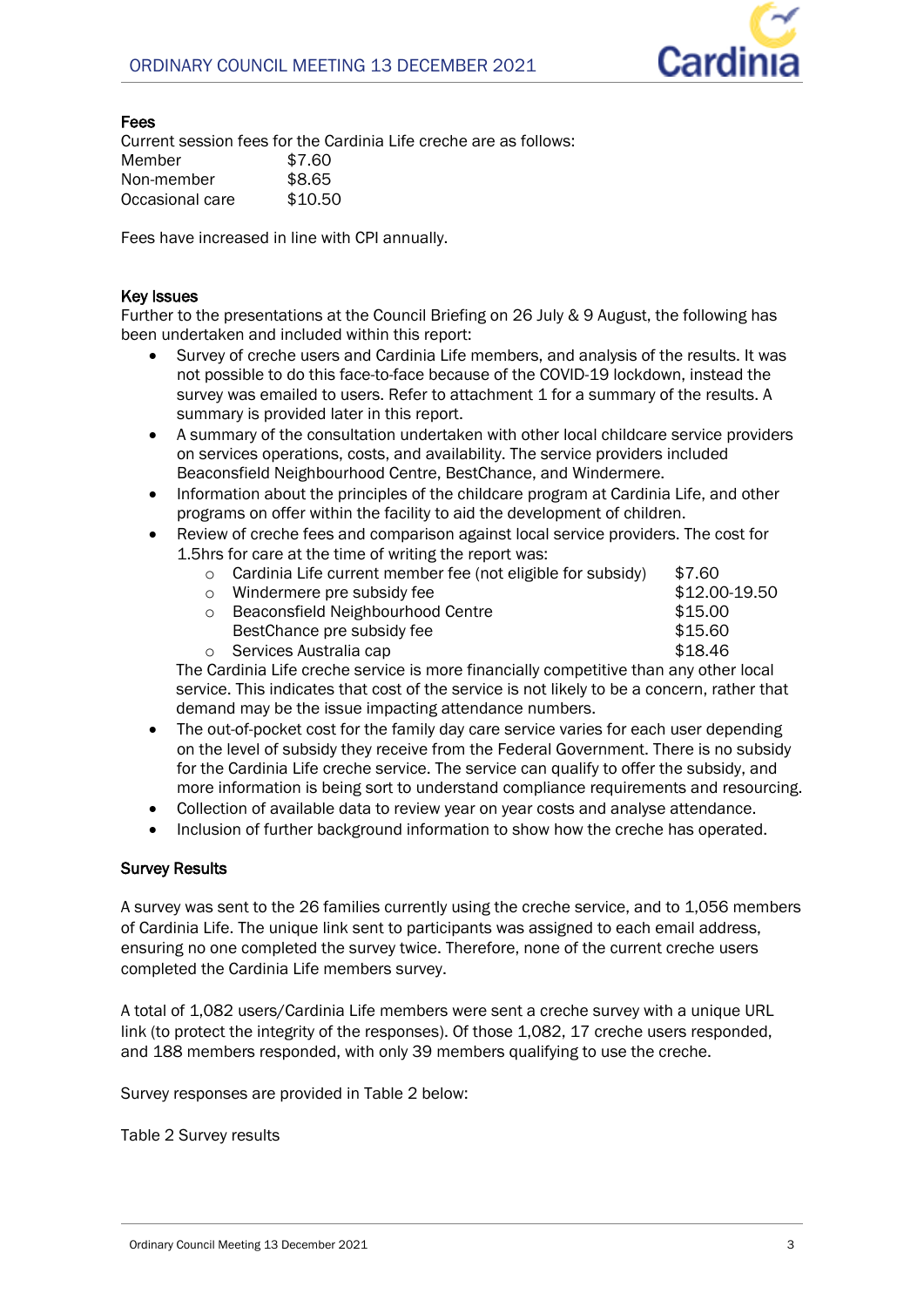**Fees**

Current session fees for the Cardinia Life creche are as follows:

| | |
|---|---|
| Member | $7.60 |
| Non-member | $8.65 |
| Occasional care | $10.50 |

Fees have increased in line with CPI annually.

**Key Issues**

Further to the presentations at the Council Briefing on 26 July & 9 August, the following has been undertaken and included within this report:

- Survey of creche users and Cardinia Life members, and analysis of the results. It was not possible to do this face-to-face because of the COVID-19 lockdown, instead the survey was emailed to users. Refer to attachment 1 for a summary of the results. A summary is provided later in this report.
- A summary of the consultation undertaken with other local childcare service providers on services operations, costs, and availability. The service providers included Beaconsfield Neighbourhood Centre, BestChance, and Windermere.
- Information about the principles of the childcare program at Cardinia Life, and other programs on offer within the facility to aid the development of children.
- Review of creche fees and comparison against local service providers. The cost for 1.5hrs for care at the time of writing the report was:
  - Cardinia Life current member fee (not eligible for subsidy) $7.60
  - Windermere pre subsidy fee $12.00-19.50
  - Beaconsfield Neighbourhood Centre $15.00
    BestChance pre subsidy fee $15.60
  - Services Australia cap $18.46

  The Cardinia Life creche service is more financially competitive than any other local service. This indicates that cost of the service is not likely to be a concern, rather that demand may be the issue impacting attendance numbers.
- The out-of-pocket cost for the family day care service varies for each user depending on the level of subsidy they receive from the Federal Government. There is no subsidy for the Cardinia Life creche service. The service can qualify to offer the subsidy, and more information is being sort to understand compliance requirements and resourcing.
- Collection of available data to review year on year costs and analyse attendance.
- Inclusion of further background information to show how the creche has operated.

**Survey Results**

A survey was sent to the 26 families currently using the creche service, and to 1,056 members of Cardinia Life. The unique link sent to participants was assigned to each email address, ensuring no one completed the survey twice. Therefore, none of the current creche users completed the Cardinia Life members survey.

A total of 1,082 users/Cardinia Life members were sent a creche survey with a unique URL link (to protect the integrity of the responses). Of those 1,082, 17 creche users responded, and 188 members responded, with only 39 members qualifying to use the creche.

Survey responses are provided in Table 2 below:

Table 2 Survey results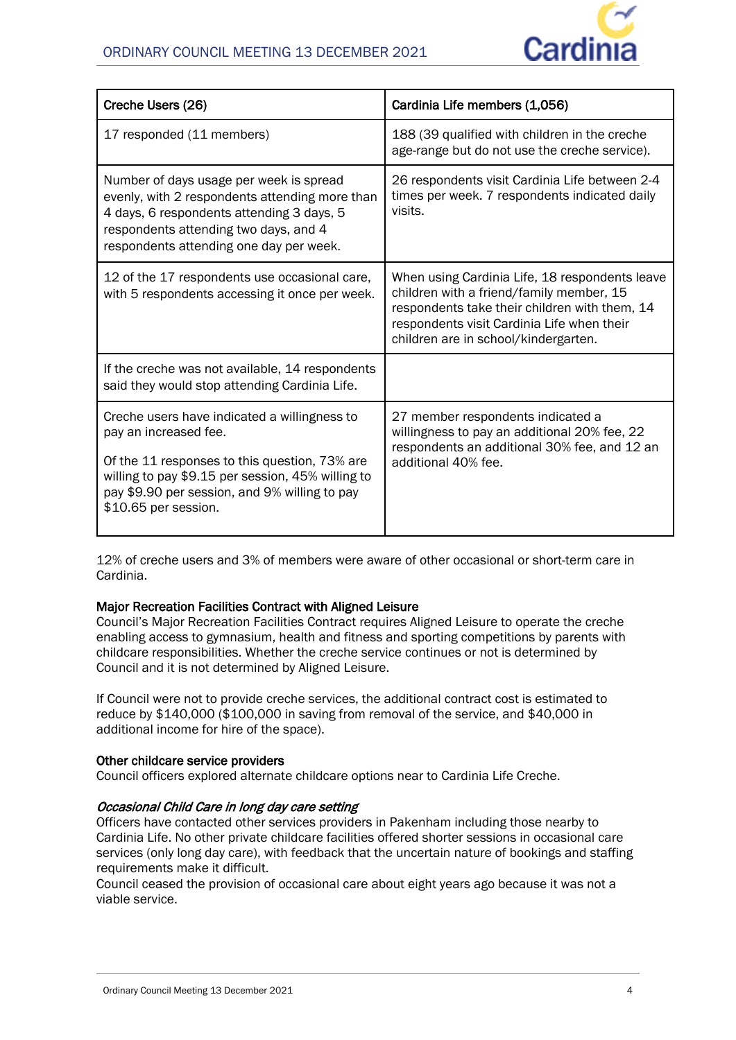| Creche Users (26) | Cardinia Life members (1,056) |
|---|---|
| 17 responded (11 members) | 188 (39 qualified with children in the creche age-range but do not use the creche service). |
| Number of days usage per week is spread evenly, with 2 respondents attending more than 4 days, 6 respondents attending 3 days, 5 respondents attending two days, and 4 respondents attending one day per week. | 26 respondents visit Cardinia Life between 2-4 times per week. 7 respondents indicated daily visits. |
| 12 of the 17 respondents use occasional care, with 5 respondents accessing it once per week. | When using Cardinia Life, 18 respondents leave children with a friend/family member, 15 respondents take their children with them, 14 respondents visit Cardinia Life when their children are in school/kindergarten. |
| If the creche was not available, 14 respondents said they would stop attending Cardinia Life. | |
| Creche users have indicated a willingness to pay an increased fee.<br><br>Of the 11 responses to this question, 73% are willing to pay $9.15 per session, 45% willing to pay $9.90 per session, and 9% willing to pay $10.65 per session. | 27 member respondents indicated a willingness to pay an additional 20% fee, 22 respondents an additional 30% fee, and 12 an additional 40% fee. |

12% of creche users and 3% of members were aware of other occasional or short-term care in Cardinia.

**Major Recreation Facilities Contract with Aligned Leisure**

Council's Major Recreation Facilities Contract requires Aligned Leisure to operate the creche enabling access to gymnasium, health and fitness and sporting competitions by parents with childcare responsibilities. Whether the creche service continues or not is determined by Council and it is not determined by Aligned Leisure.

If Council were not to provide creche services, the additional contract cost is estimated to reduce by $140,000 ($100,000 in saving from removal of the service, and $40,000 in additional income for hire of the space).

**Other childcare service providers**

Council officers explored alternate childcare options near to Cardinia Life Creche.

***Occasional Child Care in long day care setting***

Officers have contacted other services providers in Pakenham including those nearby to Cardinia Life. No other private childcare facilities offered shorter sessions in occasional care services (only long day care), with feedback that the uncertain nature of bookings and staffing requirements make it difficult.

Council ceased the provision of occasional care about eight years ago because it was not a viable service.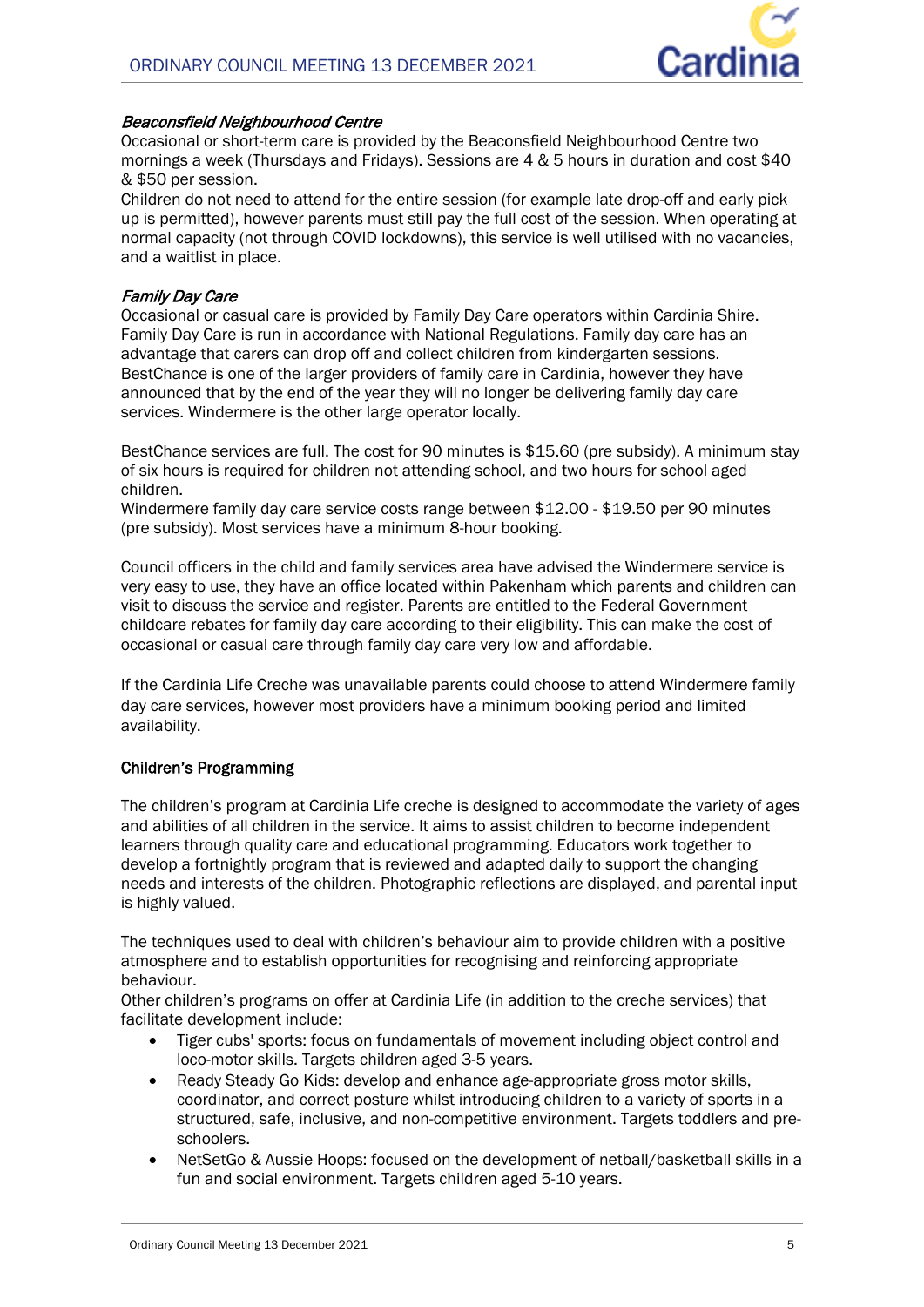*Beaconsfield Neighbourhood Centre*
Occasional or short-term care is provided by the Beaconsfield Neighbourhood Centre two mornings a week (Thursdays and Fridays). Sessions are 4 & 5 hours in duration and cost $40 & $50 per session.
Children do not need to attend for the entire session (for example late drop-off and early pick up is permitted), however parents must still pay the full cost of the session. When operating at normal capacity (not through COVID lockdowns), this service is well utilised with no vacancies, and a waitlist in place.

*Family Day Care*
Occasional or casual care is provided by Family Day Care operators within Cardinia Shire. Family Day Care is run in accordance with National Regulations. Family day care has an advantage that carers can drop off and collect children from kindergarten sessions. BestChance is one of the larger providers of family care in Cardinia, however they have announced that by the end of the year they will no longer be delivering family day care services. Windermere is the other large operator locally.

BestChance services are full. The cost for 90 minutes is $15.60 (pre subsidy). A minimum stay of six hours is required for children not attending school, and two hours for school aged children.
Windermere family day care service costs range between $12.00 - $19.50 per 90 minutes (pre subsidy). Most services have a minimum 8-hour booking.

Council officers in the child and family services area have advised the Windermere service is very easy to use, they have an office located within Pakenham which parents and children can visit to discuss the service and register. Parents are entitled to the Federal Government childcare rebates for family day care according to their eligibility. This can make the cost of occasional or casual care through family day care very low and affordable.

If the Cardinia Life Creche was unavailable parents could choose to attend Windermere family day care services, however most providers have a minimum booking period and limited availability.

**Children's Programming**

The children's program at Cardinia Life creche is designed to accommodate the variety of ages and abilities of all children in the service. It aims to assist children to become independent learners through quality care and educational programming. Educators work together to develop a fortnightly program that is reviewed and adapted daily to support the changing needs and interests of the children. Photographic reflections are displayed, and parental input is highly valued.

The techniques used to deal with children's behaviour aim to provide children with a positive atmosphere and to establish opportunities for recognising and reinforcing appropriate behaviour.
Other children's programs on offer at Cardinia Life (in addition to the creche services) that facilitate development include:

- Tiger cubs' sports: focus on fundamentals of movement including object control and loco-motor skills. Targets children aged 3-5 years.
- Ready Steady Go Kids: develop and enhance age-appropriate gross motor skills, coordinator, and correct posture whilst introducing children to a variety of sports in a structured, safe, inclusive, and non-competitive environment. Targets toddlers and pre-schoolers.
- NetSetGo & Aussie Hoops: focused on the development of netball/basketball skills in a fun and social environment. Targets children aged 5-10 years.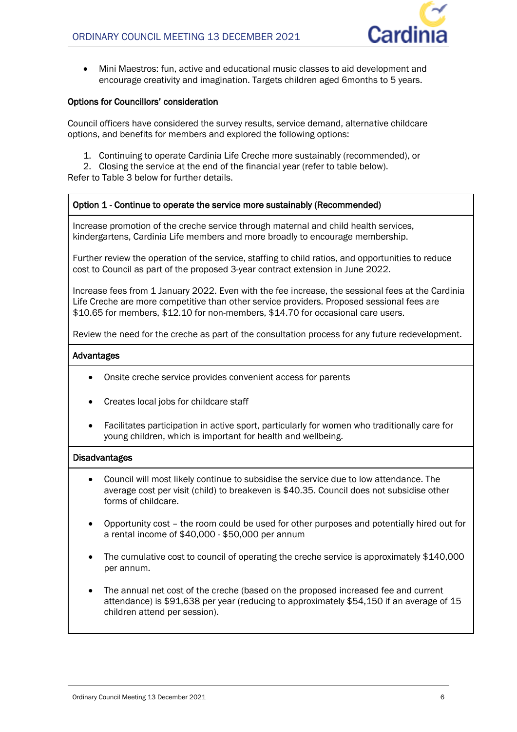- Mini Maestros: fun, active and educational music classes to aid development and encourage creativity and imagination. Targets children aged 6months to 5 years.

**Options for Councillors' consideration**

Council officers have considered the survey results, service demand, alternative childcare options, and benefits for members and explored the following options:

1. Continuing to operate Cardinia Life Creche more sustainably (recommended), or
2. Closing the service at the end of the financial year (refer to table below).

Refer to Table 3 below for further details.

| Option 1 - Continue to operate the service more sustainably (Recommended) |
|---|
| Increase promotion of the creche service through maternal and child health services, kindergartens, Cardinia Life members and more broadly to encourage membership.<br><br>Further review the operation of the service, staffing to child ratios, and opportunities to reduce cost to Council as part of the proposed 3-year contract extension in June 2022.<br><br>Increase fees from 1 January 2022. Even with the fee increase, the sessional fees at the Cardinia Life Creche are more competitive than other service providers. Proposed sessional fees are $10.65 for members, $12.10 for non-members, $14.70 for occasional care users.<br><br>Review the need for the creche as part of the consultation process for any future redevelopment. |
| **Advantages** |
| • Onsite creche service provides convenient access for parents<br>• Creates local jobs for childcare staff<br>• Facilitates participation in active sport, particularly for women who traditionally care for young children, which is important for health and wellbeing. |
| **Disadvantages** |
| • Council will most likely continue to subsidise the service due to low attendance. The average cost per visit (child) to breakeven is $40.35. Council does not subsidise other forms of childcare.<br>• Opportunity cost – the room could be used for other purposes and potentially hired out for a rental income of $40,000 - $50,000 per annum<br>• The cumulative cost to council of operating the creche service is approximately $140,000 per annum.<br>• The annual net cost of the creche (based on the proposed increased fee and current attendance) is $91,638 per year (reducing to approximately $54,150 if an average of 15 children attend per session). |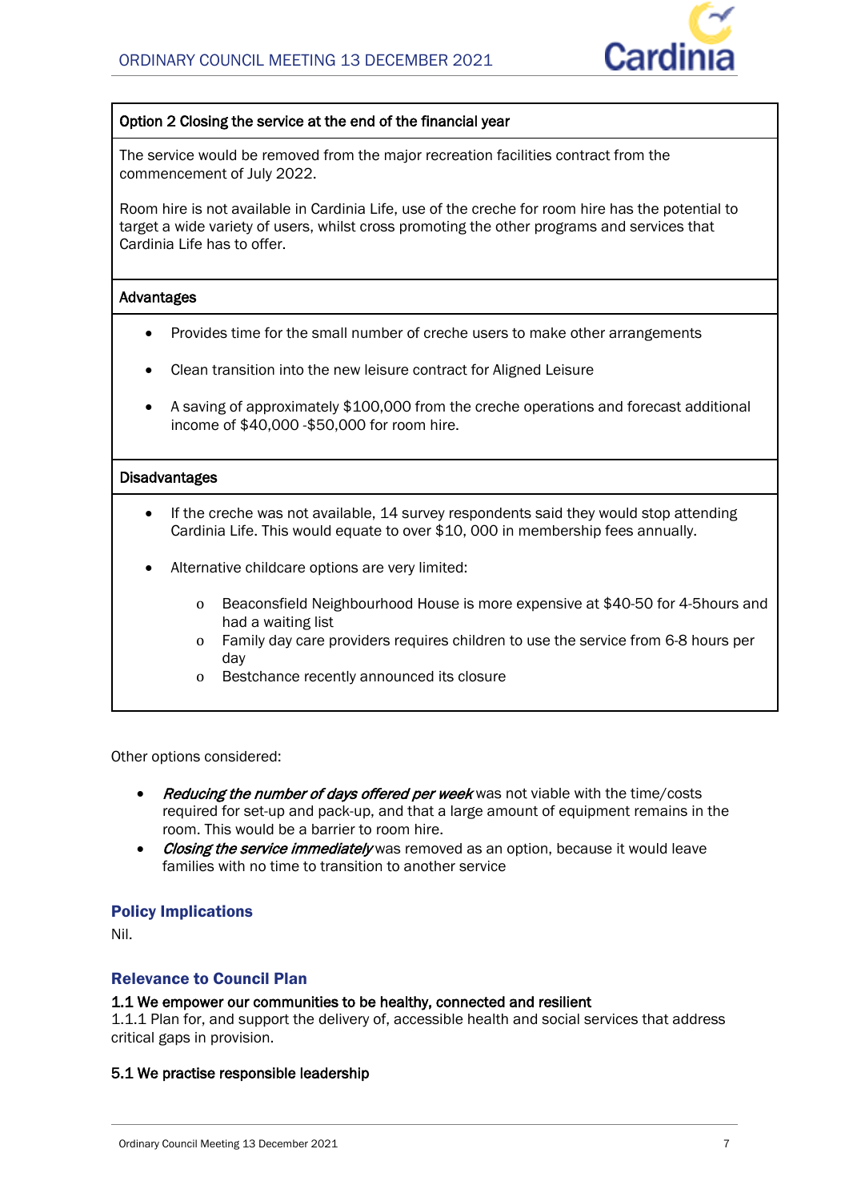**Option 2 Closing the service at the end of the financial year**

The service would be removed from the major recreation facilities contract from the commencement of July 2022.

Room hire is not available in Cardinia Life, use of the creche for room hire has the potential to target a wide variety of users, whilst cross promoting the other programs and services that Cardinia Life has to offer.

**Advantages**

- Provides time for the small number of creche users to make other arrangements
- Clean transition into the new leisure contract for Aligned Leisure
- A saving of approximately $100,000 from the creche operations and forecast additional income of $40,000 -$50,000 for room hire.

**Disadvantages**

- If the creche was not available, 14 survey respondents said they would stop attending Cardinia Life. This would equate to over $10, 000 in membership fees annually.
- Alternative childcare options are very limited:
  - Beaconsfield Neighbourhood House is more expensive at $40-50 for 4-5hours and had a waiting list
  - Family day care providers requires children to use the service from 6-8 hours per day
  - Bestchance recently announced its closure

Other options considered:

- *Reducing the number of days offered per week* was not viable with the time/costs required for set-up and pack-up, and that a large amount of equipment remains in the room. This would be a barrier to room hire.
- *Closing the service immediately* was removed as an option, because it would leave families with no time to transition to another service

## Policy Implications

Nil.

## Relevance to Council Plan

**1.1 We empower our communities to be healthy, connected and resilient**

1.1.1 Plan for, and support the delivery of, accessible health and social services that address critical gaps in provision.

**5.1 We practise responsible leadership**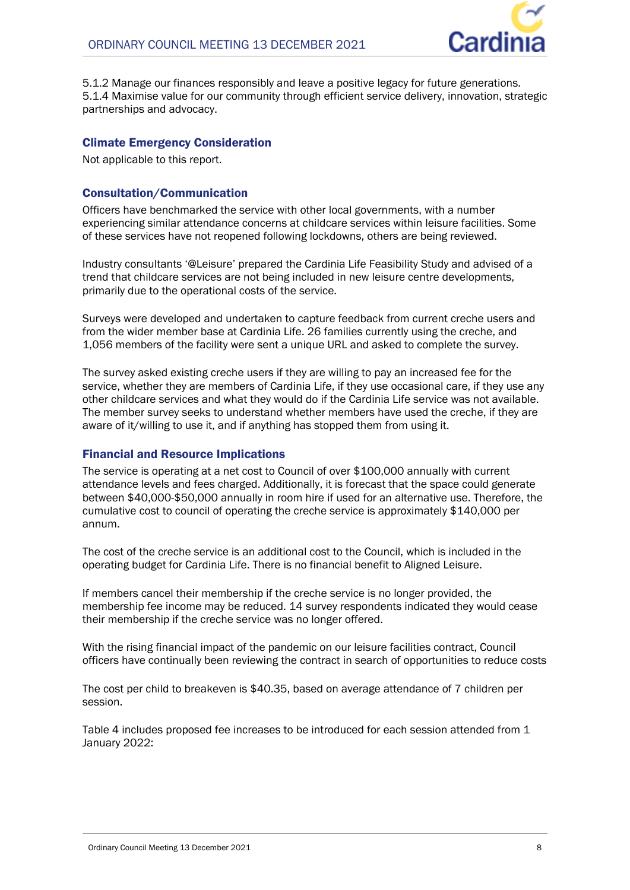5.1.2 Manage our finances responsibly and leave a positive legacy for future generations.
5.1.4 Maximise value for our community through efficient service delivery, innovation, strategic partnerships and advocacy.

### Climate Emergency Consideration

Not applicable to this report.

### Consultation/Communication

Officers have benchmarked the service with other local governments, with a number experiencing similar attendance concerns at childcare services within leisure facilities. Some of these services have not reopened following lockdowns, others are being reviewed.

Industry consultants '@Leisure' prepared the Cardinia Life Feasibility Study and advised of a trend that childcare services are not being included in new leisure centre developments, primarily due to the operational costs of the service.

Surveys were developed and undertaken to capture feedback from current creche users and from the wider member base at Cardinia Life. 26 families currently using the creche, and 1,056 members of the facility were sent a unique URL and asked to complete the survey.

The survey asked existing creche users if they are willing to pay an increased fee for the service, whether they are members of Cardinia Life, if they use occasional care, if they use any other childcare services and what they would do if the Cardinia Life service was not available. The member survey seeks to understand whether members have used the creche, if they are aware of it/willing to use it, and if anything has stopped them from using it.

### Financial and Resource Implications

The service is operating at a net cost to Council of over $100,000 annually with current attendance levels and fees charged. Additionally, it is forecast that the space could generate between $40,000-$50,000 annually in room hire if used for an alternative use. Therefore, the cumulative cost to council of operating the creche service is approximately $140,000 per annum.

The cost of the creche service is an additional cost to the Council, which is included in the operating budget for Cardinia Life. There is no financial benefit to Aligned Leisure.

If members cancel their membership if the creche service is no longer provided, the membership fee income may be reduced. 14 survey respondents indicated they would cease their membership if the creche service was no longer offered.

With the rising financial impact of the pandemic on our leisure facilities contract, Council officers have continually been reviewing the contract in search of opportunities to reduce costs

The cost per child to breakeven is $40.35, based on average attendance of 7 children per session.

Table 4 includes proposed fee increases to be introduced for each session attended from 1 January 2022: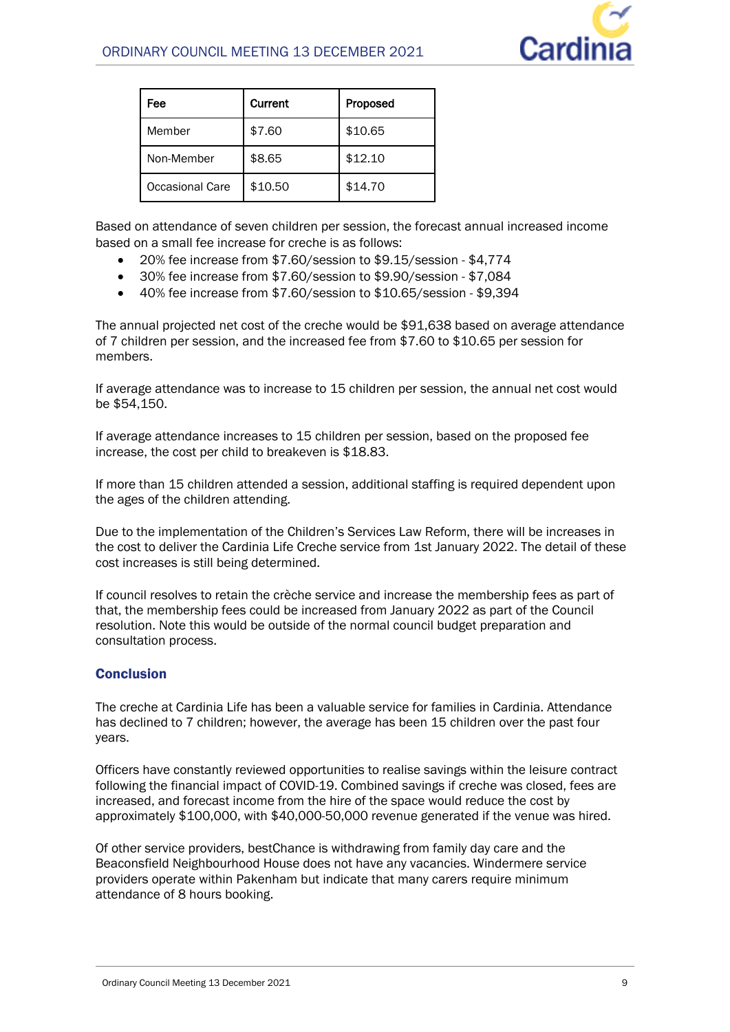| Fee | Current | Proposed |
|---|---|---|
| Member | $7.60 | $10.65 |
| Non-Member | $8.65 | $12.10 |
| Occasional Care | $10.50 | $14.70 |

Based on attendance of seven children per session, the forecast annual increased income based on a small fee increase for creche is as follows:

- 20% fee increase from $7.60/session to $9.15/session - $4,774
- 30% fee increase from $7.60/session to $9.90/session - $7,084
- 40% fee increase from $7.60/session to $10.65/session - $9,394

The annual projected net cost of the creche would be $91,638 based on average attendance of 7 children per session, and the increased fee from $7.60 to $10.65 per session for members.

If average attendance was to increase to 15 children per session, the annual net cost would be $54,150.

If average attendance increases to 15 children per session, based on the proposed fee increase, the cost per child to breakeven is $18.83.

If more than 15 children attended a session, additional staffing is required dependent upon the ages of the children attending.

Due to the implementation of the Children's Services Law Reform, there will be increases in the cost to deliver the Cardinia Life Creche service from 1st January 2022. The detail of these cost increases is still being determined.

If council resolves to retain the crèche service and increase the membership fees as part of that, the membership fees could be increased from January 2022 as part of the Council resolution. Note this would be outside of the normal council budget preparation and consultation process.

## Conclusion

The creche at Cardinia Life has been a valuable service for families in Cardinia. Attendance has declined to 7 children; however, the average has been 15 children over the past four years.

Officers have constantly reviewed opportunities to realise savings within the leisure contract following the financial impact of COVID-19. Combined savings if creche was closed, fees are increased, and forecast income from the hire of the space would reduce the cost by approximately $100,000, with $40,000-50,000 revenue generated if the venue was hired.

Of other service providers, bestChance is withdrawing from family day care and the Beaconsfield Neighbourhood House does not have any vacancies. Windermere service providers operate within Pakenham but indicate that many carers require minimum attendance of 8 hours booking.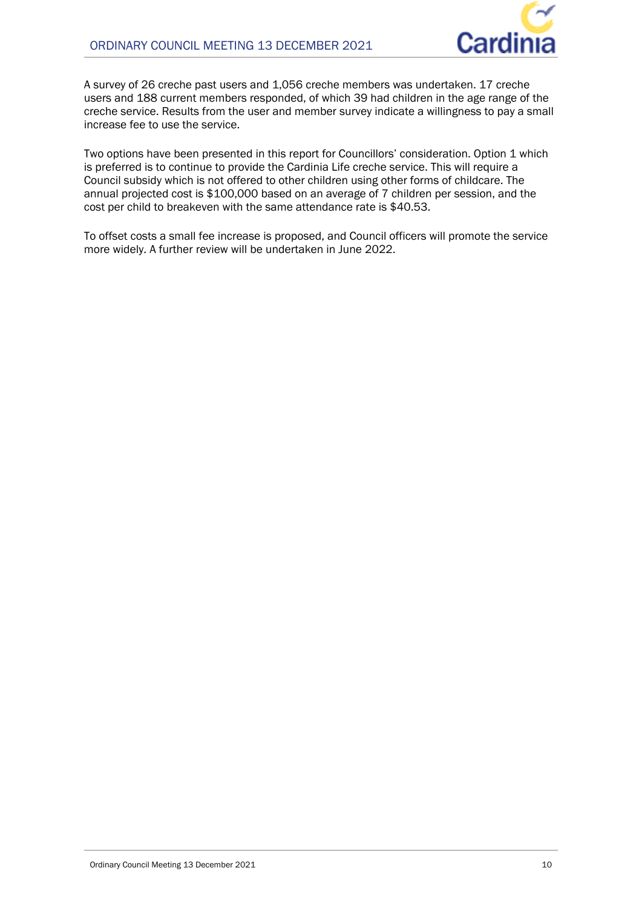A survey of 26 creche past users and 1,056 creche members was undertaken. 17 creche users and 188 current members responded, of which 39 had children in the age range of the creche service. Results from the user and member survey indicate a willingness to pay a small increase fee to use the service.

Two options have been presented in this report for Councillors' consideration. Option 1 which is preferred is to continue to provide the Cardinia Life creche service. This will require a Council subsidy which is not offered to other children using other forms of childcare. The annual projected cost is $100,000 based on an average of 7 children per session, and the cost per child to breakeven with the same attendance rate is $40.53.

To offset costs a small fee increase is proposed, and Council officers will promote the service more widely. A further review will be undertaken in June 2022.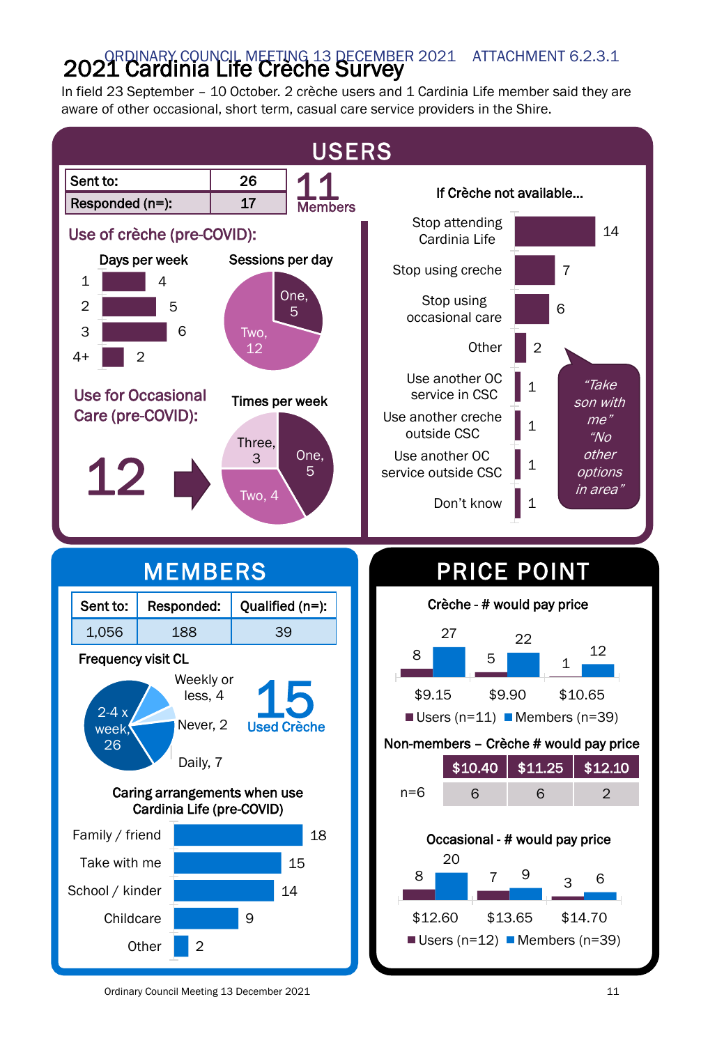ORDINARY COUNCIL MEETING 13 DECEMBER 2021 ATTACHMENT 6.2.3.1

# 2021 Cardinia Life Crèche Survey

In field 23 September – 10 October. 2 crèche users and 1 Cardinia Life member said they are aware of other occasional, short term, casual care service providers in the Shire.

## USERS

| | |
|---|---|
| Sent to: | 26 |
| Responded (n=): | 17 |

11 Members

### Use of crèche (pre-COVID):

Days per week
1 4
2 5
3 6
4+ 2

Sessions per day
One, 5
Two, 12

### Use for Occasional Care (pre-COVID):

12

Times per week
One, 5
Two, 4
Three, 3

### If Crèche not available...

Stop attending Cardinia Life 14
Stop using creche 7
Stop using occasional care 6
Other 2
Use another OC service in CSC 1
Use another creche outside CSC 1
Use another OC service outside CSC 1
Don't know 1

*"Take son with me"*
*"No other options in area"*

## MEMBERS

| Sent to: | Responded: | Qualified (n=): |
|---|---|---|
| 1,056 | 188 | 39 |

Frequency visit CL
Weekly or less, 4
Never, 2
Daily, 7
2-4 x week, 26

15 Used Crèche

Caring arrangements when use Cardinia Life (pre-COVID)
Family / friend 18
Take with me 15
School / kinder 14
Childcare 9
Other 2

## PRICE POINT

Crèche - # would pay price
$9.15: 8, 27
$9.90: 5, 22
$10.65: 1, 12
Users (n=11) Members (n=39)

Non-members – Crèche # would pay price

| | $10.40 | $11.25 | $12.10 |
|---|---|---|---|
| n=6 | 6 | 6 | 2 |

Occasional - # would pay price
$12.60: 8, 20
$13.65: 7, 9
$14.70: 3, 6
Users (n=12) Members (n=39)